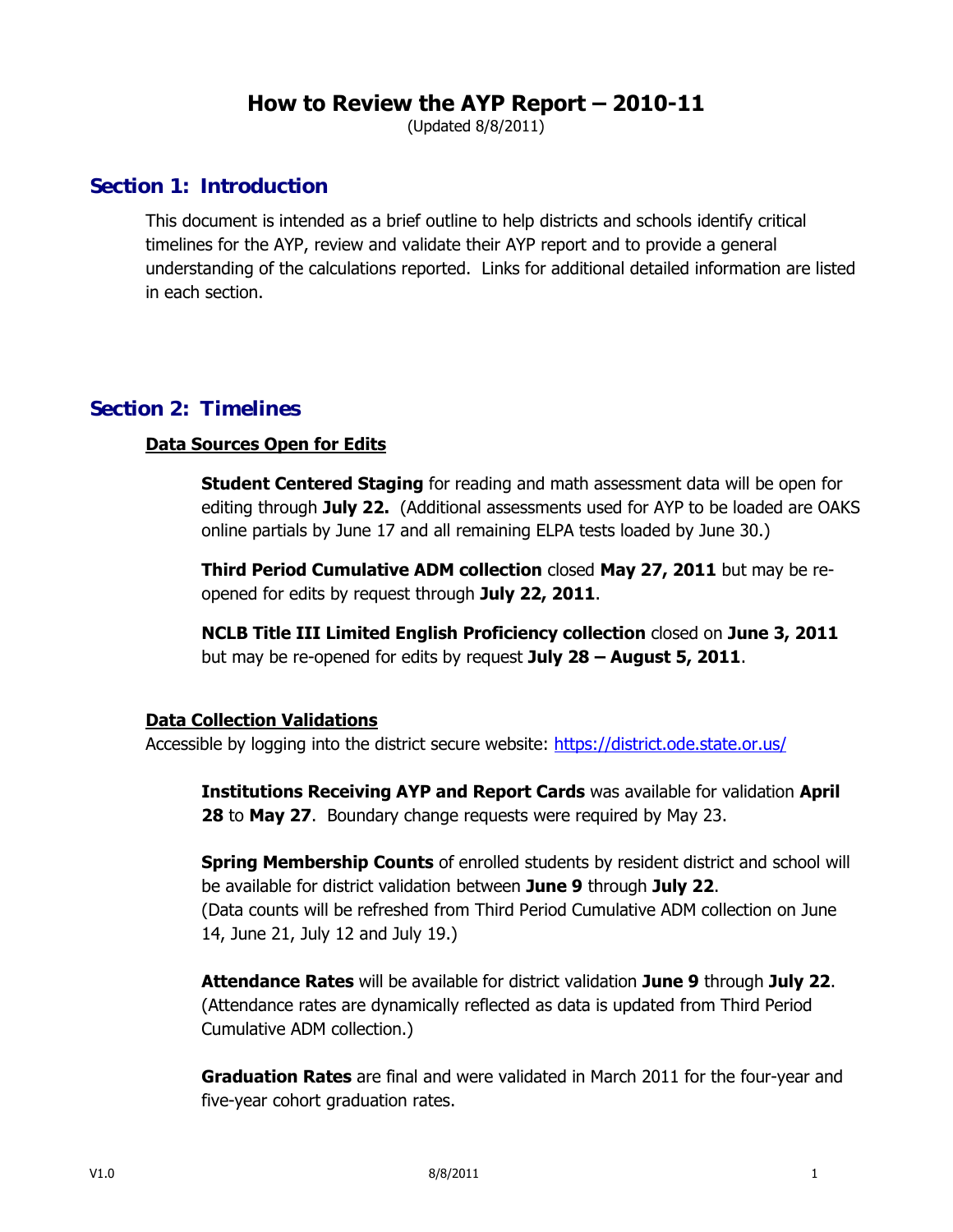# How to Review the AYP Report – 2010-11

(Updated 8/8/2011)

## Section 1: Introduction

This document is intended as a brief outline to help districts and schools identify critical timelines for the AYP, review and validate their AYP report and to provide a general understanding of the calculations reported. Links for additional detailed information are listed in each section.

## Section 2: Timelines

### Data Sources Open for Edits

**Student Centered Staging** for reading and math assessment data will be open for editing through **July 22.** (Additional assessments used for AYP to be loaded are OAKS online partials by June 17 and all remaining ELPA tests loaded by June 30.)

**Third Period Cumulative ADM collection** closed **May 27, 2011** but may be re-opened for edits by request through **July 22, 2011**.

**NCLB Title III Limited English Proficiency collection** closed on **June 3, 2011** but may be re-opened for edits by request **July 28 – August 5, 2011**.

### Data Collection Validations

Accessible by logging into the district secure website: https://district.ode.state.or.us/

**Institutions Receiving AYP and Report Cards** was available for validation **April 28** to **May 27**. Boundary change requests were required by May 23.

**Spring Membership Counts** of enrolled students by resident district and school will be available for district validation between **June 9** through **July 22**. (Data counts will be refreshed from Third Period Cumulative ADM collection on June 14, June 21, July 12 and July 19.)

**Attendance Rates** will be available for district validation **June 9** through **July 22**. (Attendance rates are dynamically reflected as data is updated from Third Period Cumulative ADM collection.)

**Graduation Rates** are final and were validated in March 2011 for the four-year and five-year cohort graduation rates.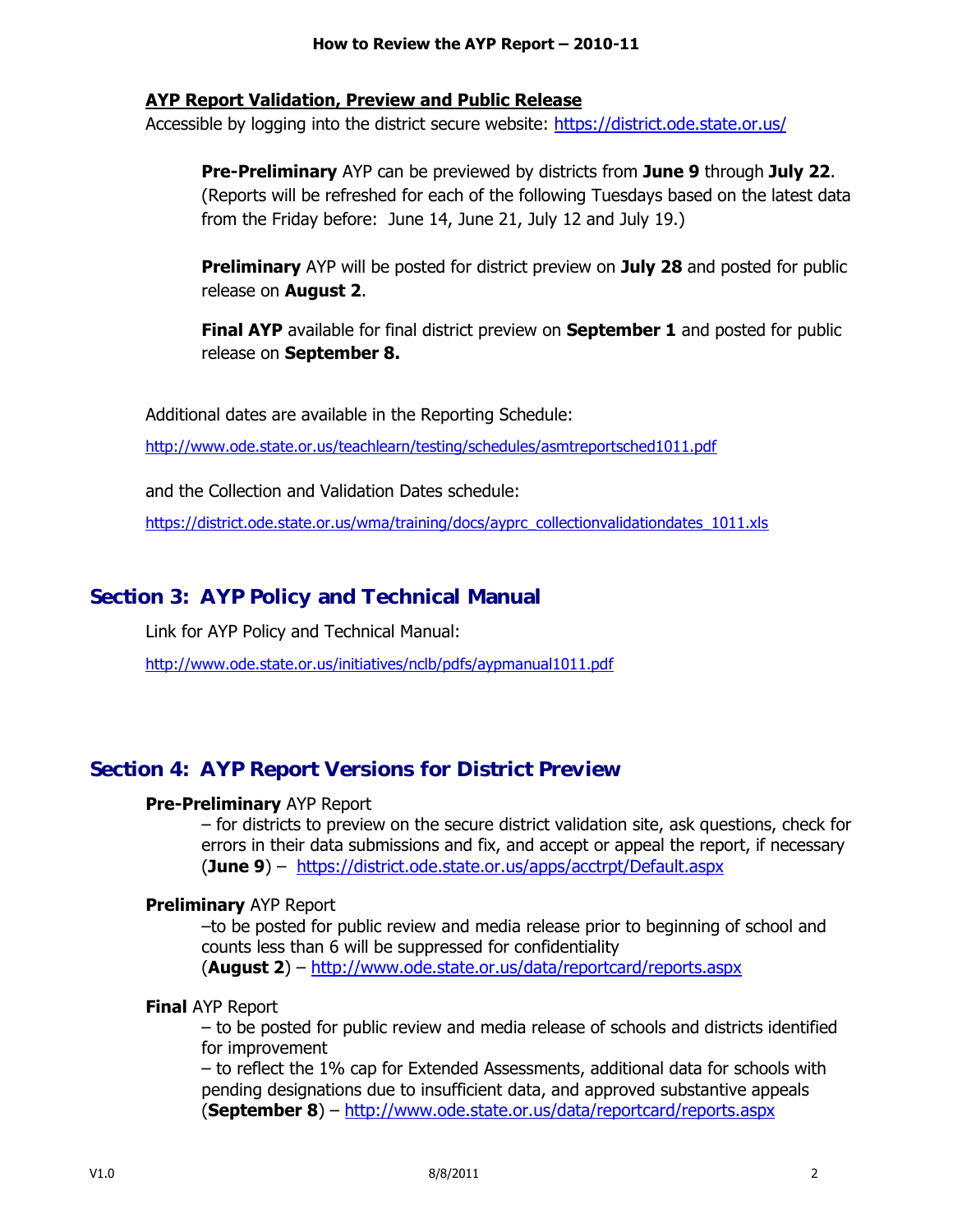**AYP Report Validation, Preview and Public Release**

Accessible by logging into the district secure website: https://district.ode.state.or.us/

> **Pre-Preliminary** AYP can be previewed by districts from **June 9** through **July 22**. (Reports will be refreshed for each of the following Tuesdays based on the latest data from the Friday before: June 14, June 21, July 12 and July 19.)
>
> **Preliminary** AYP will be posted for district preview on **July 28** and posted for public release on **August 2**.
>
> **Final AYP** available for final district preview on **September 1** and posted for public release on **September 8.**

Additional dates are available in the Reporting Schedule:

http://www.ode.state.or.us/teachlearn/testing/schedules/asmtreportsched1011.pdf

and the Collection and Validation Dates schedule:

https://district.ode.state.or.us/wma/training/docs/ayprc_collectionvalidationdates_1011.xls

## Section 3: AYP Policy and Technical Manual

Link for AYP Policy and Technical Manual:

http://www.ode.state.or.us/initiatives/nclb/pdfs/aypmanual1011.pdf

## Section 4: AYP Report Versions for District Preview

**Pre-Preliminary** AYP Report

– for districts to preview on the secure district validation site, ask questions, check for errors in their data submissions and fix, and accept or appeal the report, if necessary (**June 9**) – https://district.ode.state.or.us/apps/acctrpt/Default.aspx

**Preliminary** AYP Report

–to be posted for public review and media release prior to beginning of school and counts less than 6 will be suppressed for confidentiality
(**August 2**) – http://www.ode.state.or.us/data/reportcard/reports.aspx

**Final** AYP Report

– to be posted for public review and media release of schools and districts identified for improvement
– to reflect the 1% cap for Extended Assessments, additional data for schools with pending designations due to insufficient data, and approved substantive appeals (**September 8**) – http://www.ode.state.or.us/data/reportcard/reports.aspx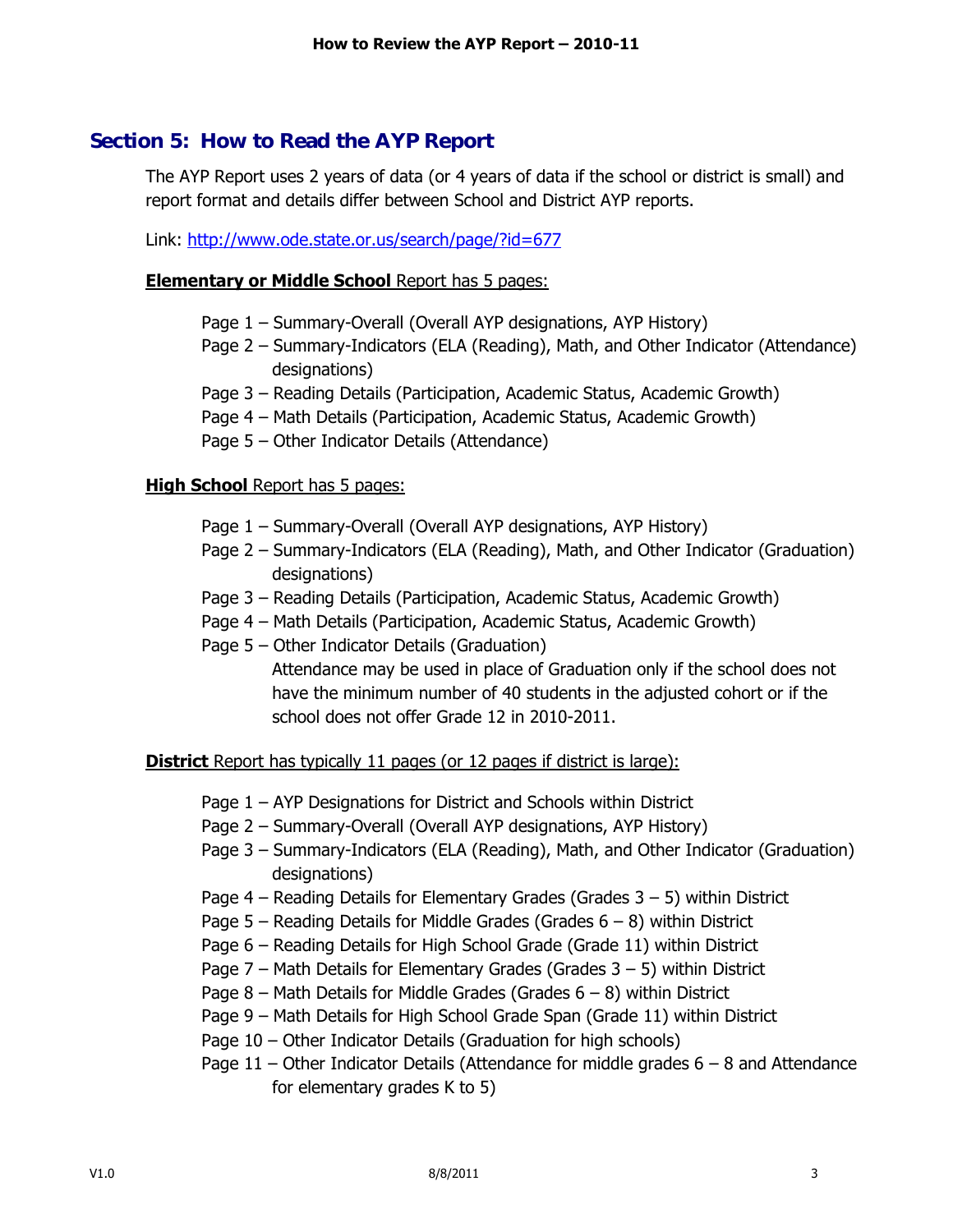## Section 5: How to Read the AYP Report

The AYP Report uses 2 years of data (or 4 years of data if the school or district is small) and report format and details differ between School and District AYP reports.

Link: http://www.ode.state.or.us/search/page/?id=677

**Elementary or Middle School** Report has 5 pages:

- Page 1 – Summary-Overall (Overall AYP designations, AYP History)
- Page 2 – Summary-Indicators (ELA (Reading), Math, and Other Indicator (Attendance) designations)
- Page 3 – Reading Details (Participation, Academic Status, Academic Growth)
- Page 4 – Math Details (Participation, Academic Status, Academic Growth)
- Page 5 – Other Indicator Details (Attendance)

**High School** Report has 5 pages:

- Page 1 – Summary-Overall (Overall AYP designations, AYP History)
- Page 2 – Summary-Indicators (ELA (Reading), Math, and Other Indicator (Graduation) designations)
- Page 3 – Reading Details (Participation, Academic Status, Academic Growth)
- Page 4 – Math Details (Participation, Academic Status, Academic Growth)
- Page 5 – Other Indicator Details (Graduation)
  Attendance may be used in place of Graduation only if the school does not have the minimum number of 40 students in the adjusted cohort or if the school does not offer Grade 12 in 2010-2011.

**District** Report has typically 11 pages (or 12 pages if district is large):

- Page 1 – AYP Designations for District and Schools within District
- Page 2 – Summary-Overall (Overall AYP designations, AYP History)
- Page 3 – Summary-Indicators (ELA (Reading), Math, and Other Indicator (Graduation) designations)
- Page 4 – Reading Details for Elementary Grades (Grades 3 – 5) within District
- Page 5 – Reading Details for Middle Grades (Grades 6 – 8) within District
- Page 6 – Reading Details for High School Grade (Grade 11) within District
- Page 7 – Math Details for Elementary Grades (Grades 3 – 5) within District
- Page 8 – Math Details for Middle Grades (Grades 6 – 8) within District
- Page 9 – Math Details for High School Grade Span (Grade 11) within District
- Page 10 – Other Indicator Details (Graduation for high schools)
- Page 11 – Other Indicator Details (Attendance for middle grades 6 – 8 and Attendance for elementary grades K to 5)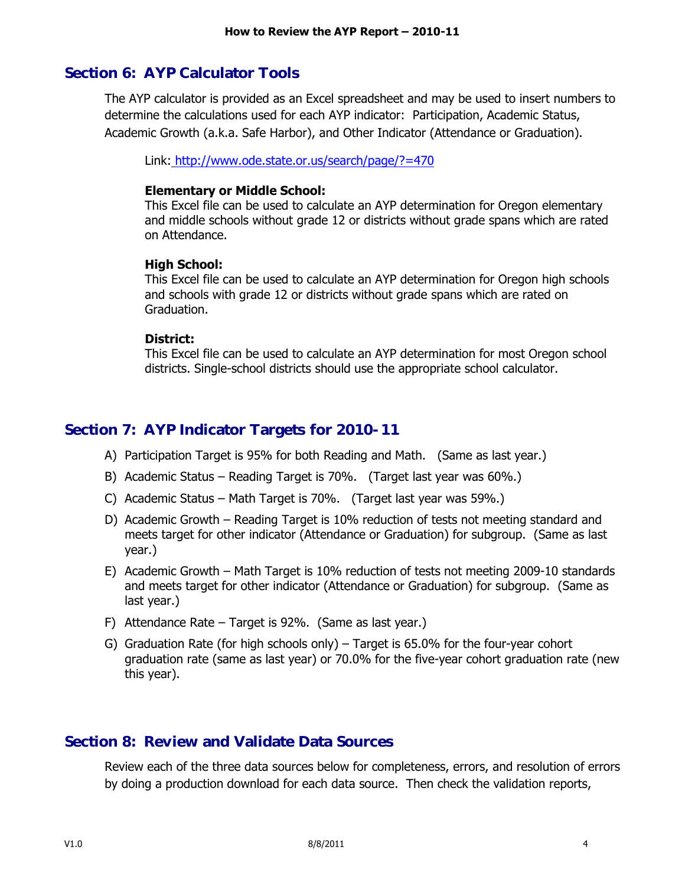## Section 6: AYP Calculator Tools

The AYP calculator is provided as an Excel spreadsheet and may be used to insert numbers to determine the calculations used for each AYP indicator: Participation, Academic Status, Academic Growth (a.k.a. Safe Harbor), and Other Indicator (Attendance or Graduation).

Link: http://www.ode.state.or.us/search/page/?=470

**Elementary or Middle School:**
This Excel file can be used to calculate an AYP determination for Oregon elementary and middle schools without grade 12 or districts without grade spans which are rated on Attendance.

**High School:**
This Excel file can be used to calculate an AYP determination for Oregon high schools and schools with grade 12 or districts without grade spans which are rated on Graduation.

**District:**
This Excel file can be used to calculate an AYP determination for most Oregon school districts. Single-school districts should use the appropriate school calculator.

## Section 7: AYP Indicator Targets for 2010-11

A) Participation Target is 95% for both Reading and Math. (Same as last year.)

B) Academic Status – Reading Target is 70%. (Target last year was 60%.)

C) Academic Status – Math Target is 70%. (Target last year was 59%.)

D) Academic Growth – Reading Target is 10% reduction of tests not meeting standard and meets target for other indicator (Attendance or Graduation) for subgroup. (Same as last year.)

E) Academic Growth – Math Target is 10% reduction of tests not meeting 2009-10 standards and meets target for other indicator (Attendance or Graduation) for subgroup. (Same as last year.)

F) Attendance Rate – Target is 92%. (Same as last year.)

G) Graduation Rate (for high schools only) – Target is 65.0% for the four-year cohort graduation rate (same as last year) or 70.0% for the five-year cohort graduation rate (new this year).

## Section 8: Review and Validate Data Sources

Review each of the three data sources below for completeness, errors, and resolution of errors by doing a production download for each data source. Then check the validation reports,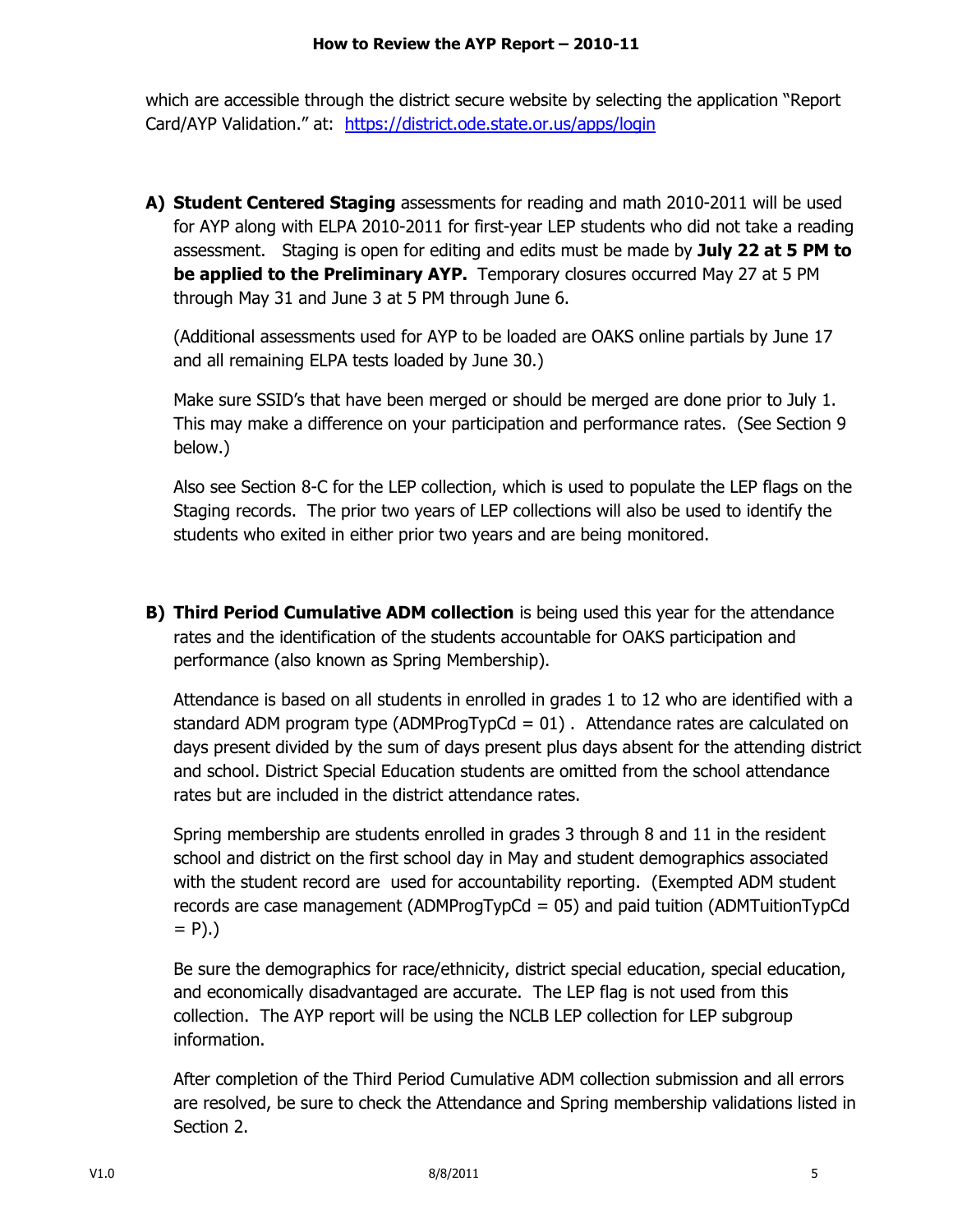which are accessible through the district secure website by selecting the application "Report Card/AYP Validation." at: [https://district.ode.state.or.us/apps/login](https://district.ode.state.or.us/apps/login)

**A) Student Centered Staging** assessments for reading and math 2010-2011 will be used for AYP along with ELPA 2010-2011 for first-year LEP students who did not take a reading assessment. Staging is open for editing and edits must be made by **July 22 at 5 PM to be applied to the Preliminary AYP.** Temporary closures occurred May 27 at 5 PM through May 31 and June 3 at 5 PM through June 6.

(Additional assessments used for AYP to be loaded are OAKS online partials by June 17 and all remaining ELPA tests loaded by June 30.)

Make sure SSID's that have been merged or should be merged are done prior to July 1. This may make a difference on your participation and performance rates. (See Section 9 below.)

Also see Section 8-C for the LEP collection, which is used to populate the LEP flags on the Staging records. The prior two years of LEP collections will also be used to identify the students who exited in either prior two years and are being monitored.

**B) Third Period Cumulative ADM collection** is being used this year for the attendance rates and the identification of the students accountable for OAKS participation and performance (also known as Spring Membership).

Attendance is based on all students in enrolled in grades 1 to 12 who are identified with a standard ADM program type (ADMProgTypCd = 01) . Attendance rates are calculated on days present divided by the sum of days present plus days absent for the attending district and school. District Special Education students are omitted from the school attendance rates but are included in the district attendance rates.

Spring membership are students enrolled in grades 3 through 8 and 11 in the resident school and district on the first school day in May and student demographics associated with the student record are used for accountability reporting. (Exempted ADM student records are case management (ADMProgTypCd = 05) and paid tuition (ADMTuitionTypCd = P).)

Be sure the demographics for race/ethnicity, district special education, special education, and economically disadvantaged are accurate. The LEP flag is not used from this collection. The AYP report will be using the NCLB LEP collection for LEP subgroup information.

After completion of the Third Period Cumulative ADM collection submission and all errors are resolved, be sure to check the Attendance and Spring membership validations listed in Section 2.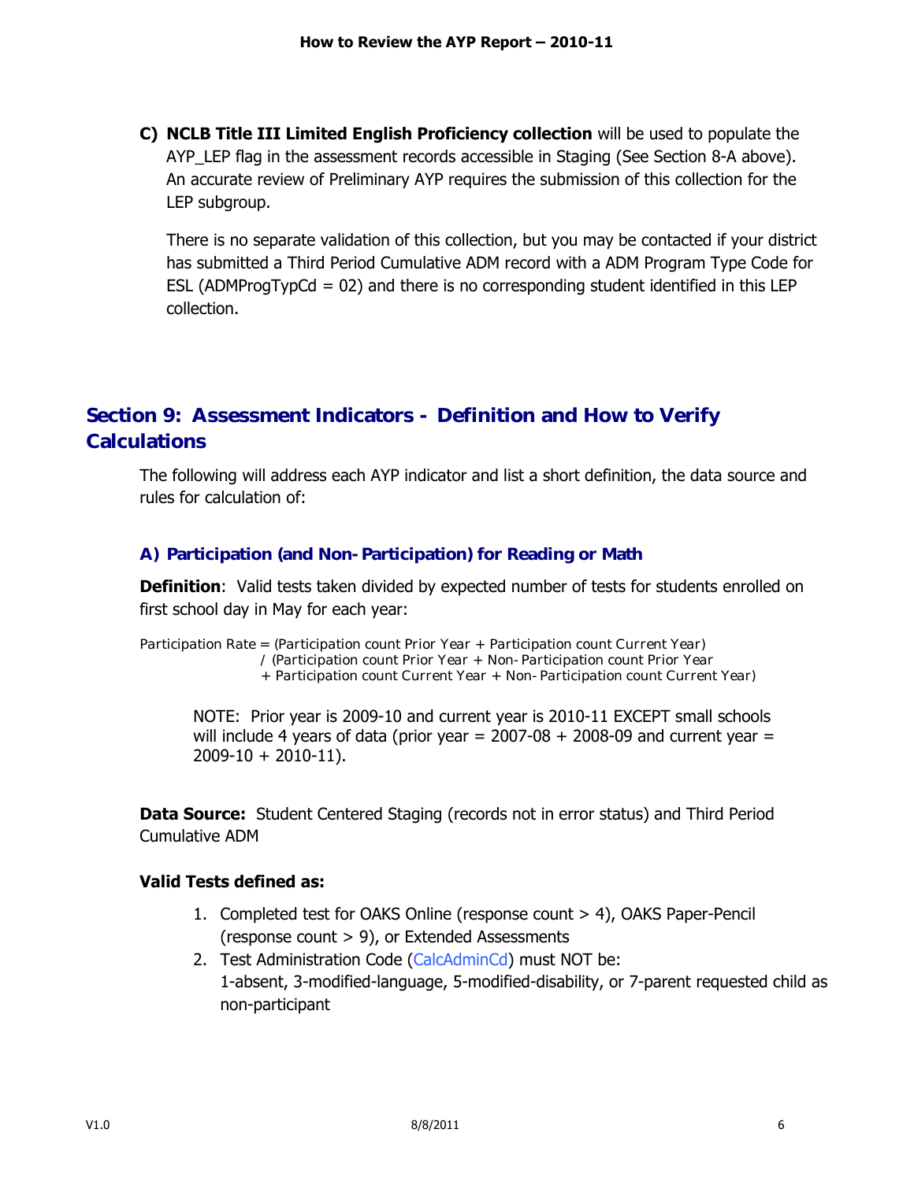**C) NCLB Title III Limited English Proficiency collection** will be used to populate the AYP_LEP flag in the assessment records accessible in Staging (See Section 8-A above). An accurate review of Preliminary AYP requires the submission of this collection for the LEP subgroup.

There is no separate validation of this collection, but you may be contacted if your district has submitted a Third Period Cumulative ADM record with a ADM Program Type Code for ESL (ADMProgTypCd = 02) and there is no corresponding student identified in this LEP collection.

## Section 9: Assessment Indicators - Definition and How to Verify Calculations

The following will address each AYP indicator and list a short definition, the data source and rules for calculation of:

### A) Participation (and Non-Participation) for Reading or Math

**Definition**: Valid tests taken divided by expected number of tests for students enrolled on first school day in May for each year:

Participation Rate = (Participation count Prior Year + Participation count Current Year) / (Participation count Prior Year + Non-Participation count Prior Year + Participation count Current Year + Non-Participation count Current Year)

NOTE: Prior year is 2009-10 and current year is 2010-11 EXCEPT small schools will include 4 years of data (prior year = 2007-08 + 2008-09 and current year = 2009-10 + 2010-11).

**Data Source:** Student Centered Staging (records not in error status) and Third Period Cumulative ADM

**Valid Tests defined as:**

1. Completed test for OAKS Online (response count > 4), OAKS Paper-Pencil (response count > 9), or Extended Assessments
2. Test Administration Code (CalcAdminCd) must NOT be:
   1-absent, 3-modified-language, 5-modified-disability, or 7-parent requested child as non-participant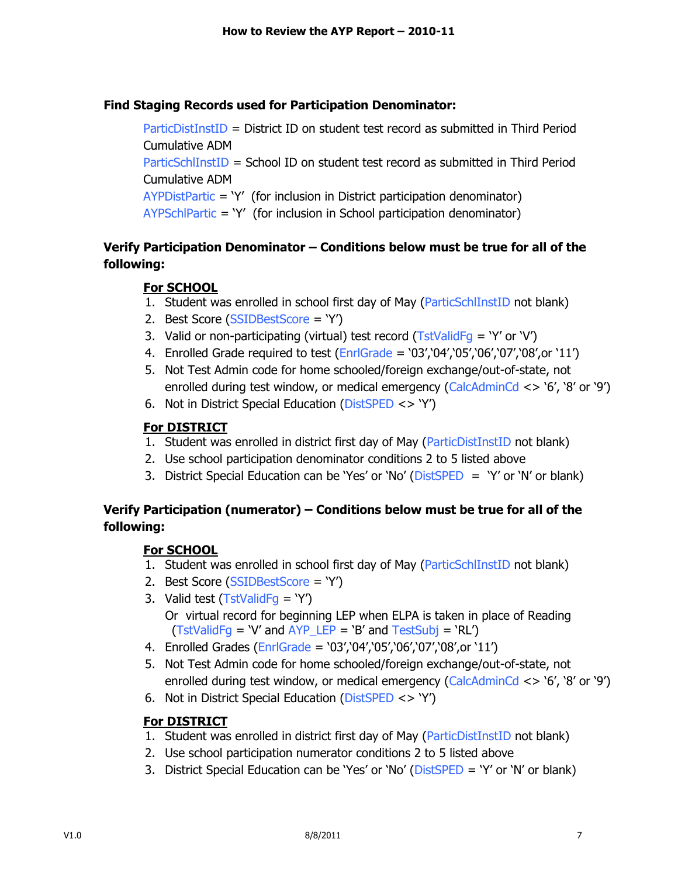**Find Staging Records used for Participation Denominator:**

ParticDistInstID = District ID on student test record as submitted in Third Period Cumulative ADM
ParticSchlInstID = School ID on student test record as submitted in Third Period Cumulative ADM
AYPDistPartic = 'Y' (for inclusion in District participation denominator)
AYPSchlPartic = 'Y' (for inclusion in School participation denominator)

**Verify Participation Denominator – Conditions below must be true for all of the following:**

**For SCHOOL**

1. Student was enrolled in school first day of May (ParticSchlInstID not blank)
2. Best Score (SSIDBestScore = 'Y')
3. Valid or non-participating (virtual) test record (TstValidFg = 'Y' or 'V')
4. Enrolled Grade required to test (EnrlGrade = '03','04','05','06','07','08',or '11')
5. Not Test Admin code for home schooled/foreign exchange/out-of-state, not enrolled during test window, or medical emergency (CalcAdminCd <> '6', '8' or '9')
6. Not in District Special Education (DistSPED <> 'Y')

**For DISTRICT**

1. Student was enrolled in district first day of May (ParticDistInstID not blank)
2. Use school participation denominator conditions 2 to 5 listed above
3. District Special Education can be 'Yes' or 'No' (DistSPED = 'Y' or 'N' or blank)

**Verify Participation (numerator) – Conditions below must be true for all of the following:**

**For SCHOOL**

1. Student was enrolled in school first day of May (ParticSchlInstID not blank)
2. Best Score (SSIDBestScore = 'Y')
3. Valid test (TstValidFg = 'Y')
   Or virtual record for beginning LEP when ELPA is taken in place of Reading (TstValidFg = 'V' and AYP_LEP = 'B' and TestSubj = 'RL')
4. Enrolled Grades (EnrlGrade = '03','04','05','06','07','08',or '11')
5. Not Test Admin code for home schooled/foreign exchange/out-of-state, not enrolled during test window, or medical emergency (CalcAdminCd <> '6', '8' or '9')
6. Not in District Special Education (DistSPED <> 'Y')

**For DISTRICT**

1. Student was enrolled in district first day of May (ParticDistInstID not blank)
2. Use school participation numerator conditions 2 to 5 listed above
3. District Special Education can be 'Yes' or 'No' (DistSPED = 'Y' or 'N' or blank)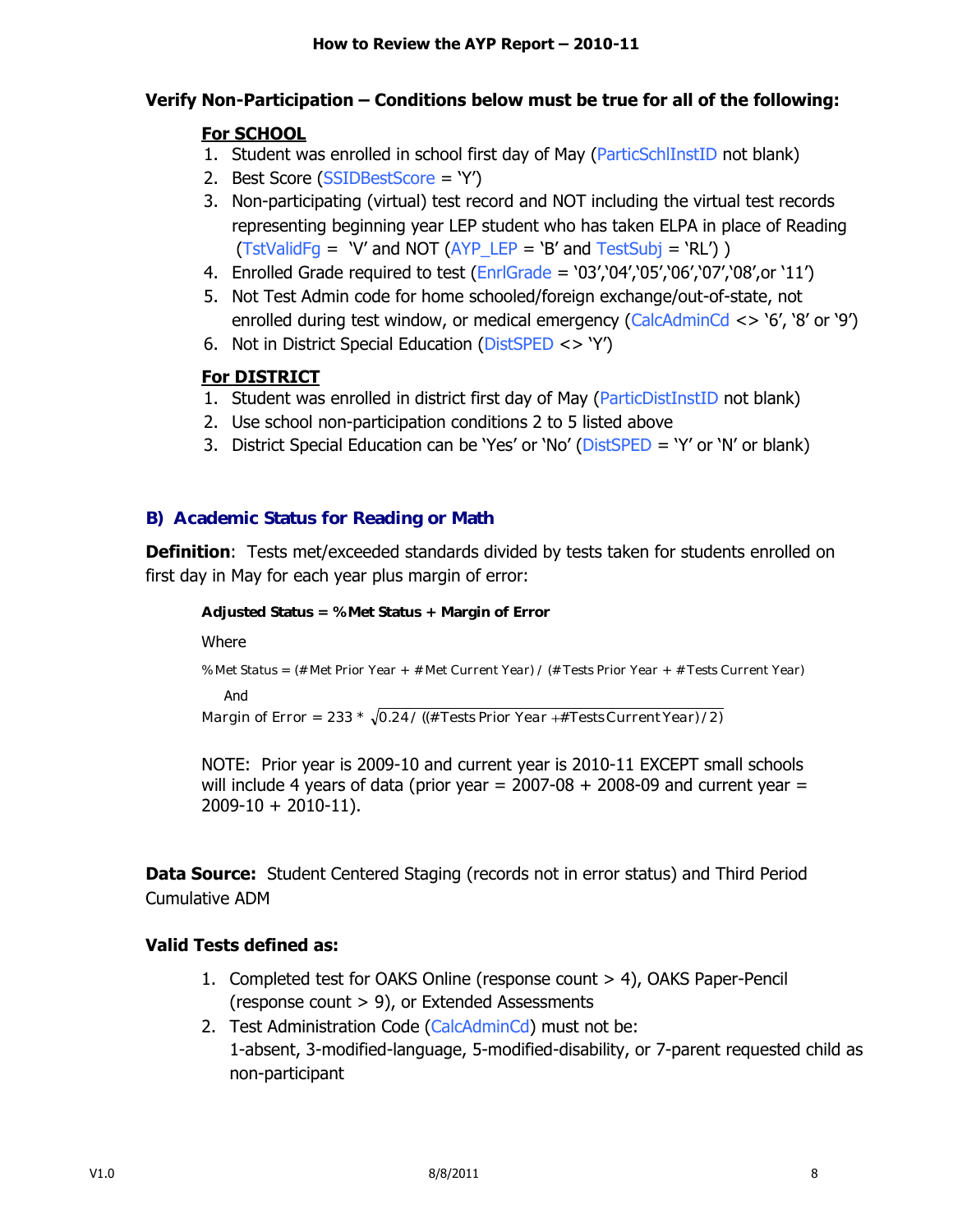**Verify Non-Participation – Conditions below must be true for all of the following:**

**<u>For SCHOOL</u>**

1. Student was enrolled in school first day of May (ParticSchlInstID not blank)
2. Best Score (SSIDBestScore = 'Y')
3. Non-participating (virtual) test record and NOT including the virtual test records representing beginning year LEP student who has taken ELPA in place of Reading (TstValidFg = 'V' and NOT (AYP_LEP = 'B' and TestSubj = 'RL') )
4. Enrolled Grade required to test (EnrlGrade = '03','04','05','06','07','08',or '11')
5. Not Test Admin code for home schooled/foreign exchange/out-of-state, not enrolled during test window, or medical emergency (CalcAdminCd <> '6', '8' or '9')
6. Not in District Special Education (DistSPED <> 'Y')

**<u>For DISTRICT</u>**

1. Student was enrolled in district first day of May (ParticDistInstID not blank)
2. Use school non-participation conditions 2 to 5 listed above
3. District Special Education can be 'Yes' or 'No' (DistSPED = 'Y' or 'N' or blank)

### B) Academic Status for Reading or Math

**Definition**: Tests met/exceeded standards divided by tests taken for students enrolled on first day in May for each year plus margin of error:

**Adjusted Status = % Met Status + Margin of Error**

Where

% Met Status = (# Met Prior Year + # Met Current Year) / (# Tests Prior Year + # Tests Current Year)

And

$$\text{Margin of Error} = 233 * \sqrt{0.24 / ((\#\text{Tests Prior Year} + \#\text{Tests Current Year})/2)}$$

NOTE: Prior year is 2009-10 and current year is 2010-11 EXCEPT small schools will include 4 years of data (prior year = 2007-08 + 2008-09 and current year = 2009-10 + 2010-11).

**Data Source:** Student Centered Staging (records not in error status) and Third Period Cumulative ADM

**Valid Tests defined as:**

1. Completed test for OAKS Online (response count > 4), OAKS Paper-Pencil (response count > 9), or Extended Assessments
2. Test Administration Code (CalcAdminCd) must not be:
   1-absent, 3-modified-language, 5-modified-disability, or 7-parent requested child as non-participant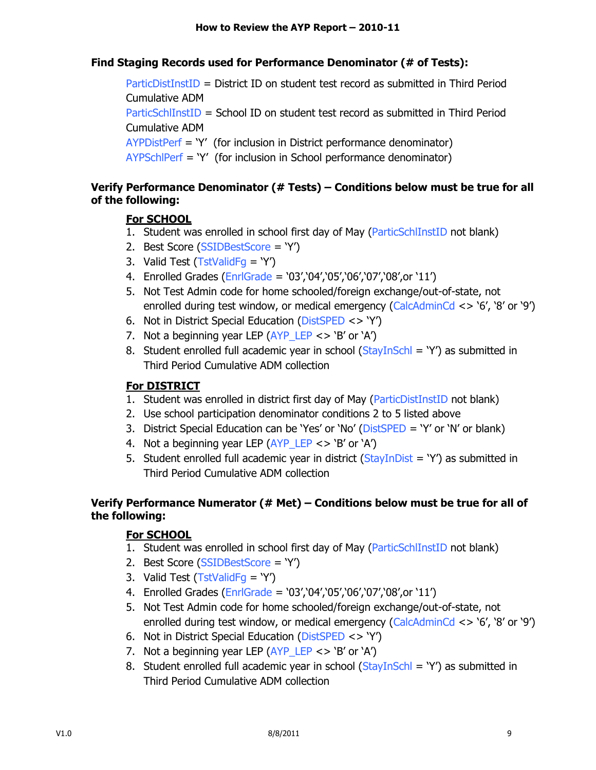### Find Staging Records used for Performance Denominator (# of Tests):

ParticDistInstID = District ID on student test record as submitted in Third Period Cumulative ADM
ParticSchlInstID = School ID on student test record as submitted in Third Period Cumulative ADM
AYPDistPerf = 'Y' (for inclusion in District performance denominator)
AYPSchlPerf = 'Y' (for inclusion in School performance denominator)

### Verify Performance Denominator (# Tests) – Conditions below must be true for all of the following:

**For SCHOOL**

1. Student was enrolled in school first day of May (ParticSchlInstID not blank)
2. Best Score (SSIDBestScore = 'Y')
3. Valid Test (TstValidFg = 'Y')
4. Enrolled Grades (EnrlGrade = '03','04','05','06','07','08',or '11')
5. Not Test Admin code for home schooled/foreign exchange/out-of-state, not enrolled during test window, or medical emergency (CalcAdminCd <> '6', '8' or '9')
6. Not in District Special Education (DistSPED <> 'Y')
7. Not a beginning year LEP (AYP_LEP <> 'B' or 'A')
8. Student enrolled full academic year in school (StayInSchl = 'Y') as submitted in Third Period Cumulative ADM collection

**For DISTRICT**

1. Student was enrolled in district first day of May (ParticDistInstID not blank)
2. Use school participation denominator conditions 2 to 5 listed above
3. District Special Education can be 'Yes' or 'No' (DistSPED = 'Y' or 'N' or blank)
4. Not a beginning year LEP (AYP_LEP <> 'B' or 'A')
5. Student enrolled full academic year in district (StayInDist = 'Y') as submitted in Third Period Cumulative ADM collection

### Verify Performance Numerator (# Met) – Conditions below must be true for all of the following:

**For SCHOOL**

1. Student was enrolled in school first day of May (ParticSchlInstID not blank)
2. Best Score (SSIDBestScore = 'Y')
3. Valid Test (TstValidFg = 'Y')
4. Enrolled Grades (EnrlGrade = '03','04','05','06','07','08',or '11')
5. Not Test Admin code for home schooled/foreign exchange/out-of-state, not enrolled during test window, or medical emergency (CalcAdminCd <> '6', '8' or '9')
6. Not in District Special Education (DistSPED <> 'Y')
7. Not a beginning year LEP (AYP_LEP <> 'B' or 'A')
8. Student enrolled full academic year in school (StayInSchl = 'Y') as submitted in Third Period Cumulative ADM collection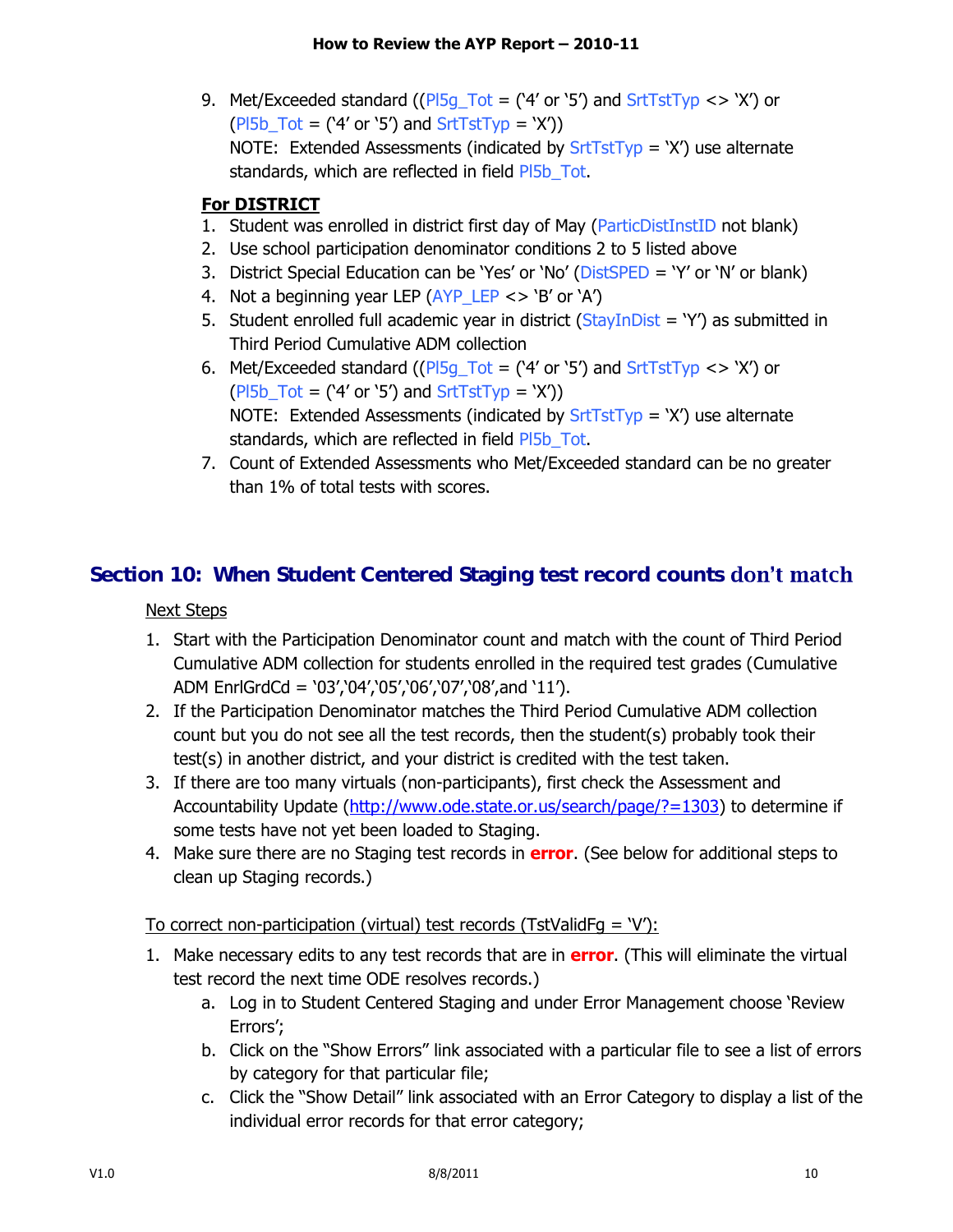9. Met/Exceeded standard ((Pl5g_Tot = ('4' or '5') and SrtTstTyp <> 'X') or (Pl5b_Tot = ('4' or '5') and SrtTstTyp = 'X'))
   NOTE: Extended Assessments (indicated by SrtTstTyp = 'X') use alternate standards, which are reflected in field Pl5b_Tot.

**For DISTRICT**

1. Student was enrolled in district first day of May (ParticDistInstID not blank)
2. Use school participation denominator conditions 2 to 5 listed above
3. District Special Education can be 'Yes' or 'No' (DistSPED = 'Y' or 'N' or blank)
4. Not a beginning year LEP (AYP_LEP <> 'B' or 'A')
5. Student enrolled full academic year in district (StayInDist = 'Y') as submitted in Third Period Cumulative ADM collection
6. Met/Exceeded standard ((Pl5g_Tot = ('4' or '5') and SrtTstTyp <> 'X') or (Pl5b_Tot = ('4' or '5') and SrtTstTyp = 'X'))
   NOTE: Extended Assessments (indicated by SrtTstTyp = 'X') use alternate standards, which are reflected in field Pl5b_Tot.
7. Count of Extended Assessments who Met/Exceeded standard can be no greater than 1% of total tests with scores.

## Section 10: When Student Centered Staging test record counts don't match

Next Steps

1. Start with the Participation Denominator count and match with the count of Third Period Cumulative ADM collection for students enrolled in the required test grades (Cumulative ADM EnrlGrdCd = '03','04','05','06','07','08',and '11').
2. If the Participation Denominator matches the Third Period Cumulative ADM collection count but you do not see all the test records, then the student(s) probably took their test(s) in another district, and your district is credited with the test taken.
3. If there are too many virtuals (non-participants), first check the Assessment and Accountability Update (http://www.ode.state.or.us/search/page/?=1303) to determine if some tests have not yet been loaded to Staging.
4. Make sure there are no Staging test records in **error**. (See below for additional steps to clean up Staging records.)

To correct non-participation (virtual) test records (TstValidFg = 'V'):

1. Make necessary edits to any test records that are in **error**. (This will eliminate the virtual test record the next time ODE resolves records.)
   a. Log in to Student Centered Staging and under Error Management choose 'Review Errors';
   b. Click on the "Show Errors" link associated with a particular file to see a list of errors by category for that particular file;
   c. Click the "Show Detail" link associated with an Error Category to display a list of the individual error records for that error category;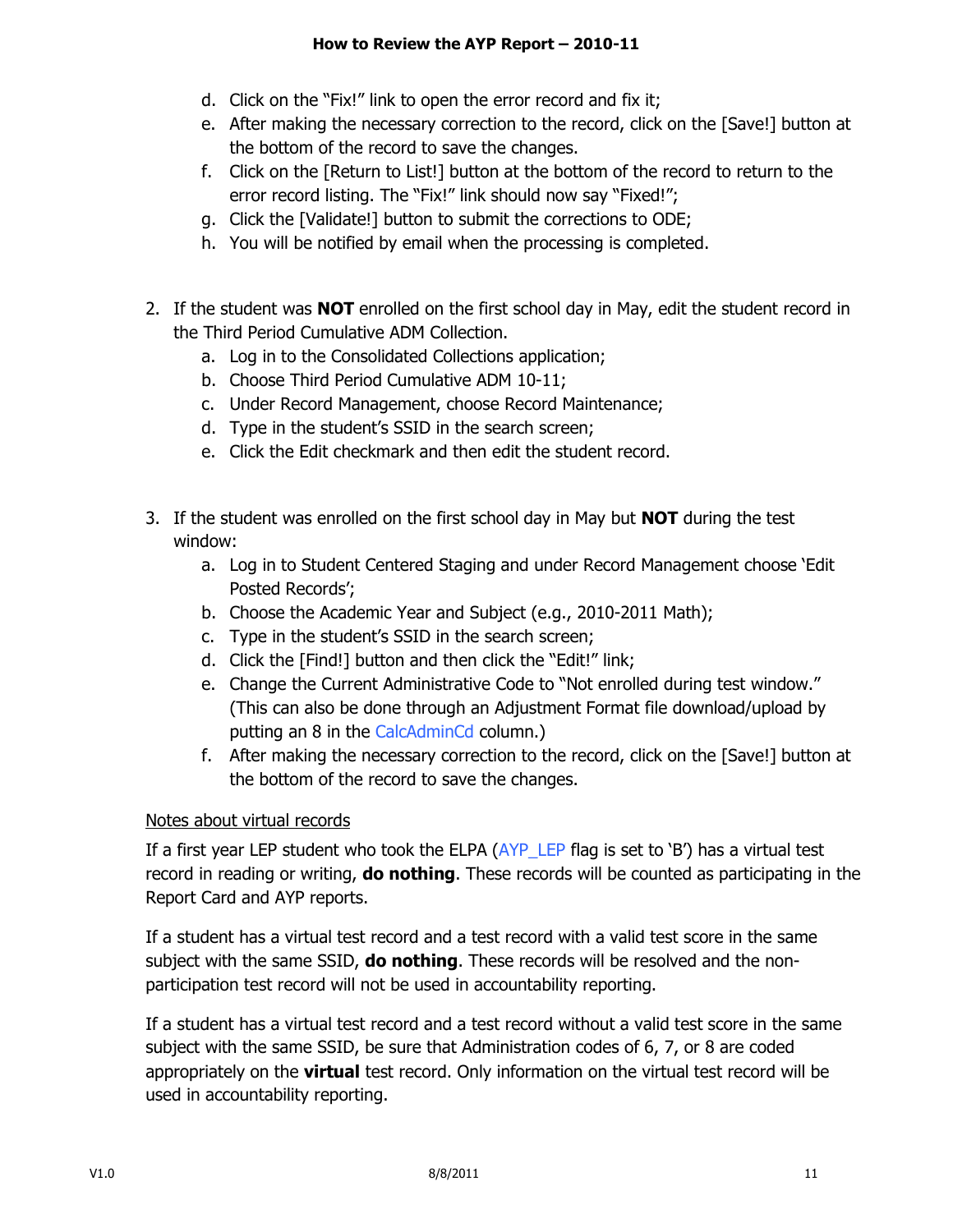d. Click on the "Fix!" link to open the error record and fix it;
   e. After making the necessary correction to the record, click on the [Save!] button at the bottom of the record to save the changes.
   f. Click on the [Return to List!] button at the bottom of the record to return to the error record listing. The "Fix!" link should now say "Fixed!";
   g. Click the [Validate!] button to submit the corrections to ODE;
   h. You will be notified by email when the processing is completed.

2. If the student was **NOT** enrolled on the first school day in May, edit the student record in the Third Period Cumulative ADM Collection.
   a. Log in to the Consolidated Collections application;
   b. Choose Third Period Cumulative ADM 10-11;
   c. Under Record Management, choose Record Maintenance;
   d. Type in the student's SSID in the search screen;
   e. Click the Edit checkmark and then edit the student record.

3. If the student was enrolled on the first school day in May but **NOT** during the test window:
   a. Log in to Student Centered Staging and under Record Management choose 'Edit Posted Records';
   b. Choose the Academic Year and Subject (e.g., 2010-2011 Math);
   c. Type in the student's SSID in the search screen;
   d. Click the [Find!] button and then click the "Edit!" link;
   e. Change the Current Administrative Code to "Not enrolled during test window." (This can also be done through an Adjustment Format file download/upload by putting an 8 in the CalcAdminCd column.)
   f. After making the necessary correction to the record, click on the [Save!] button at the bottom of the record to save the changes.

<u>Notes about virtual records</u>

If a first year LEP student who took the ELPA (AYP_LEP flag is set to 'B') has a virtual test record in reading or writing, **do nothing**. These records will be counted as participating in the Report Card and AYP reports.

If a student has a virtual test record and a test record with a valid test score in the same subject with the same SSID, **do nothing**. These records will be resolved and the non-participation test record will not be used in accountability reporting.

If a student has a virtual test record and a test record without a valid test score in the same subject with the same SSID, be sure that Administration codes of 6, 7, or 8 are coded appropriately on the **virtual** test record. Only information on the virtual test record will be used in accountability reporting.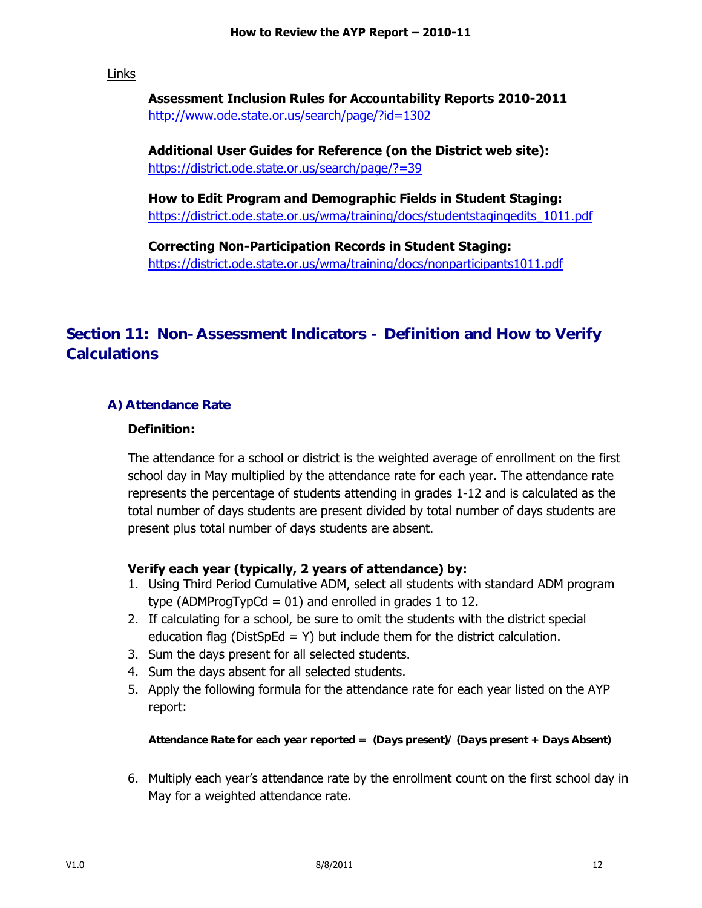Links

**Assessment Inclusion Rules for Accountability Reports 2010-2011**
http://www.ode.state.or.us/search/page/?id=1302

**Additional User Guides for Reference (on the District web site):**
https://district.ode.state.or.us/search/page/?=39

**How to Edit Program and Demographic Fields in Student Staging:**
https://district.ode.state.or.us/wma/training/docs/studentstagingedits_1011.pdf

**Correcting Non-Participation Records in Student Staging:**
https://district.ode.state.or.us/wma/training/docs/nonparticipants1011.pdf

## Section 11: Non-Assessment Indicators - Definition and How to Verify Calculations

### A) Attendance Rate

**Definition:**

The attendance for a school or district is the weighted average of enrollment on the first school day in May multiplied by the attendance rate for each year. The attendance rate represents the percentage of students attending in grades 1-12 and is calculated as the total number of days students are present divided by total number of days students are present plus total number of days students are absent.

**Verify each year (typically, 2 years of attendance) by:**

1. Using Third Period Cumulative ADM, select all students with standard ADM program type (ADMProgTypCd = 01) and enrolled in grades 1 to 12.
2. If calculating for a school, be sure to omit the students with the district special education flag (DistSpEd = Y) but include them for the district calculation.
3. Sum the days present for all selected students.
4. Sum the days absent for all selected students.
5. Apply the following formula for the attendance rate for each year listed on the AYP report:

   **Attendance Rate for each year reported = (Days present)/ (Days present + Days Absent)**

6. Multiply each year's attendance rate by the enrollment count on the first school day in May for a weighted attendance rate.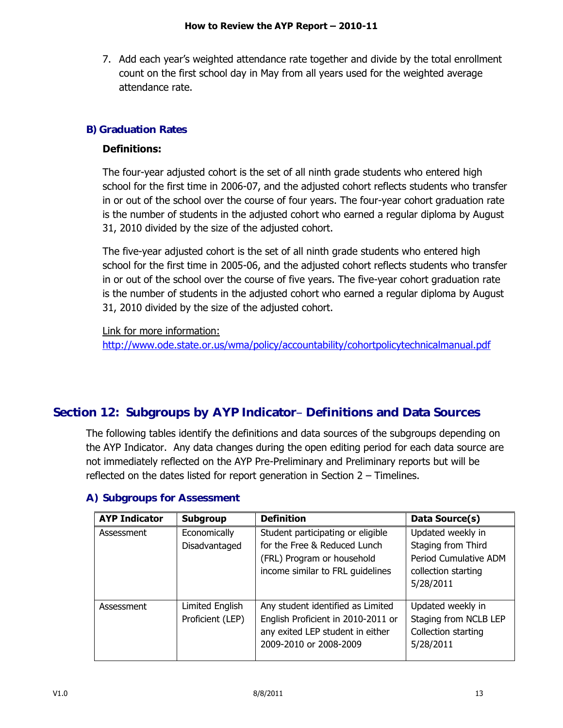7. Add each year's weighted attendance rate together and divide by the total enrollment count on the first school day in May from all years used for the weighted average attendance rate.

### B) Graduation Rates

**Definitions:**

The four-year adjusted cohort is the set of all ninth grade students who entered high school for the first time in 2006-07, and the adjusted cohort reflects students who transfer in or out of the school over the course of four years. The four-year cohort graduation rate is the number of students in the adjusted cohort who earned a regular diploma by August 31, 2010 divided by the size of the adjusted cohort.

The five-year adjusted cohort is the set of all ninth grade students who entered high school for the first time in 2005-06, and the adjusted cohort reflects students who transfer in or out of the school over the course of five years. The five-year cohort graduation rate is the number of students in the adjusted cohort who earned a regular diploma by August 31, 2010 divided by the size of the adjusted cohort.

Link for more information:
http://www.ode.state.or.us/wma/policy/accountability/cohortpolicytechnicalmanual.pdf

## Section 12: Subgroups by AYP Indicator– Definitions and Data Sources

The following tables identify the definitions and data sources of the subgroups depending on the AYP Indicator. Any data changes during the open editing period for each data source are not immediately reflected on the AYP Pre-Preliminary and Preliminary reports but will be reflected on the dates listed for report generation in Section 2 – Timelines.

### A) Subgroups for Assessment

| AYP Indicator | Subgroup | Definition | Data Source(s) |
|---|---|---|---|
| Assessment | Economically Disadvantaged | Student participating or eligible for the Free & Reduced Lunch (FRL) Program or household income similar to FRL guidelines | Updated weekly in Staging from Third Period Cumulative ADM collection starting 5/28/2011 |
| Assessment | Limited English Proficient (LEP) | Any student identified as Limited English Proficient in 2010-2011 or any exited LEP student in either 2009-2010 or 2008-2009 | Updated weekly in Staging from NCLB LEP Collection starting 5/28/2011 |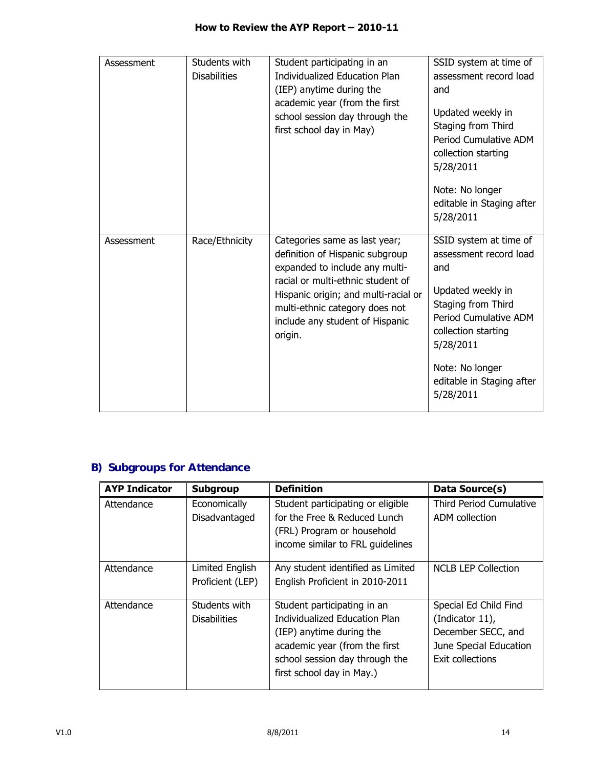| | | | |
|---|---|---|---|
| Assessment | Students with Disabilities | Student participating in an Individualized Education Plan (IEP) anytime during the academic year (from the first school session day through the first school day in May) | SSID system at time of assessment record load and<br><br>Updated weekly in Staging from Third Period Cumulative ADM collection starting 5/28/2011<br><br>Note: No longer editable in Staging after 5/28/2011 |
| Assessment | Race/Ethnicity | Categories same as last year; definition of Hispanic subgroup expanded to include any multi-racial or multi-ethnic student of Hispanic origin; and multi-racial or multi-ethnic category does not include any student of Hispanic origin. | SSID system at time of assessment record load and<br><br>Updated weekly in Staging from Third Period Cumulative ADM collection starting 5/28/2011<br><br>Note: No longer editable in Staging after 5/28/2011 |

## B) Subgroups for Attendance

| AYP Indicator | Subgroup | Definition | Data Source(s) |
|---|---|---|---|
| Attendance | Economically Disadvantaged | Student participating or eligible for the Free & Reduced Lunch (FRL) Program or household income similar to FRL guidelines | Third Period Cumulative ADM collection |
| Attendance | Limited English Proficient (LEP) | Any student identified as Limited English Proficient in 2010-2011 | NCLB LEP Collection |
| Attendance | Students with Disabilities | Student participating in an Individualized Education Plan (IEP) anytime during the academic year (from the first school session day through the first school day in May.) | Special Ed Child Find (Indicator 11), December SECC, and June Special Education Exit collections |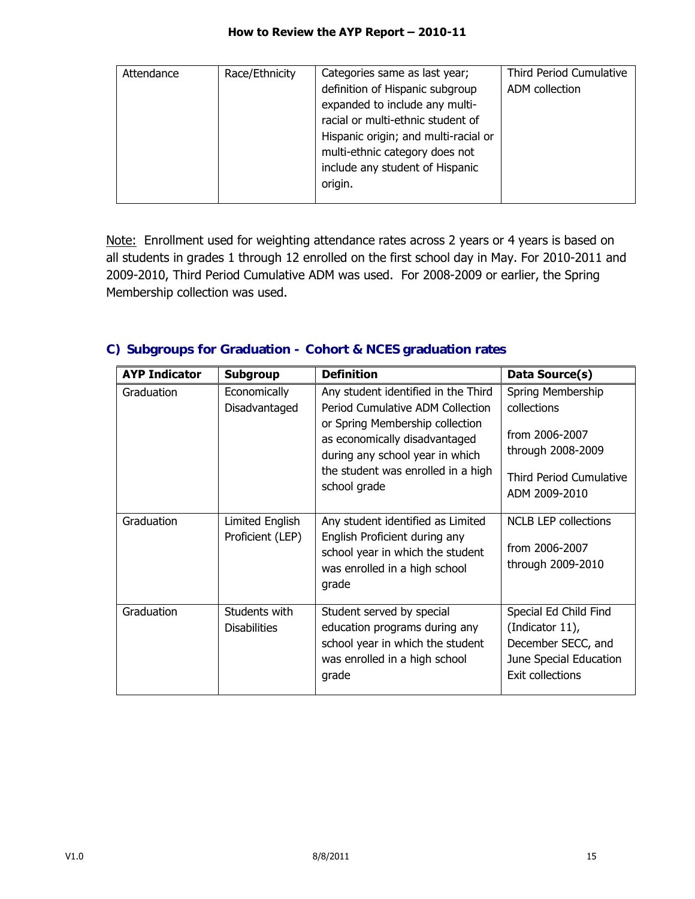| Attendance | Race/Ethnicity | Categories same as last year; definition of Hispanic subgroup expanded to include any multi-racial or multi-ethnic student of Hispanic origin; and multi-racial or multi-ethnic category does not include any student of Hispanic origin. | Third Period Cumulative ADM collection |
|---|---|---|---|

Note: Enrollment used for weighting attendance rates across 2 years or 4 years is based on all students in grades 1 through 12 enrolled on the first school day in May. For 2010-2011 and 2009-2010, Third Period Cumulative ADM was used. For 2008-2009 or earlier, the Spring Membership collection was used.

### C) Subgroups for Graduation - Cohort & NCES graduation rates

| AYP Indicator | Subgroup | Definition | Data Source(s) |
|---|---|---|---|
| Graduation | Economically Disadvantaged | Any student identified in the Third Period Cumulative ADM Collection or Spring Membership collection as economically disadvantaged during any school year in which the student was enrolled in a high school grade | Spring Membership collections<br><br>from 2006-2007 through 2008-2009<br><br>Third Period Cumulative ADM 2009-2010 |
| Graduation | Limited English Proficient (LEP) | Any student identified as Limited English Proficient during any school year in which the student was enrolled in a high school grade | NCLB LEP collections<br><br>from 2006-2007 through 2009-2010 |
| Graduation | Students with Disabilities | Student served by special education programs during any school year in which the student was enrolled in a high school grade | Special Ed Child Find (Indicator 11), December SECC, and June Special Education Exit collections |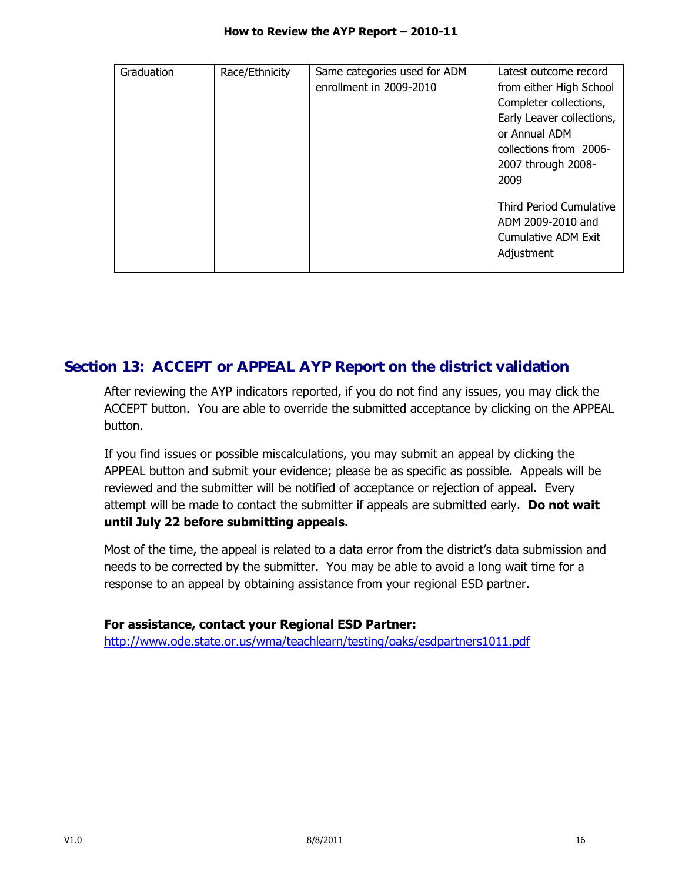| | | | |
|---|---|---|---|
| Graduation | Race/Ethnicity | Same categories used for ADM enrollment in 2009-2010 | Latest outcome record from either High School Completer collections, Early Leaver collections, or Annual ADM collections from 2006-2007 through 2008-2009<br><br>Third Period Cumulative ADM 2009-2010 and Cumulative ADM Exit Adjustment |

## Section 13: ACCEPT or APPEAL AYP Report on the district validation

After reviewing the AYP indicators reported, if you do not find any issues, you may click the ACCEPT button. You are able to override the submitted acceptance by clicking on the APPEAL button.

If you find issues or possible miscalculations, you may submit an appeal by clicking the APPEAL button and submit your evidence; please be as specific as possible. Appeals will be reviewed and the submitter will be notified of acceptance or rejection of appeal. Every attempt will be made to contact the submitter if appeals are submitted early. **Do not wait until July 22 before submitting appeals.**

Most of the time, the appeal is related to a data error from the district's data submission and needs to be corrected by the submitter. You may be able to avoid a long wait time for a response to an appeal by obtaining assistance from your regional ESD partner.

**For assistance, contact your Regional ESD Partner:**
http://www.ode.state.or.us/wma/teachlearn/testing/oaks/esdpartners1011.pdf